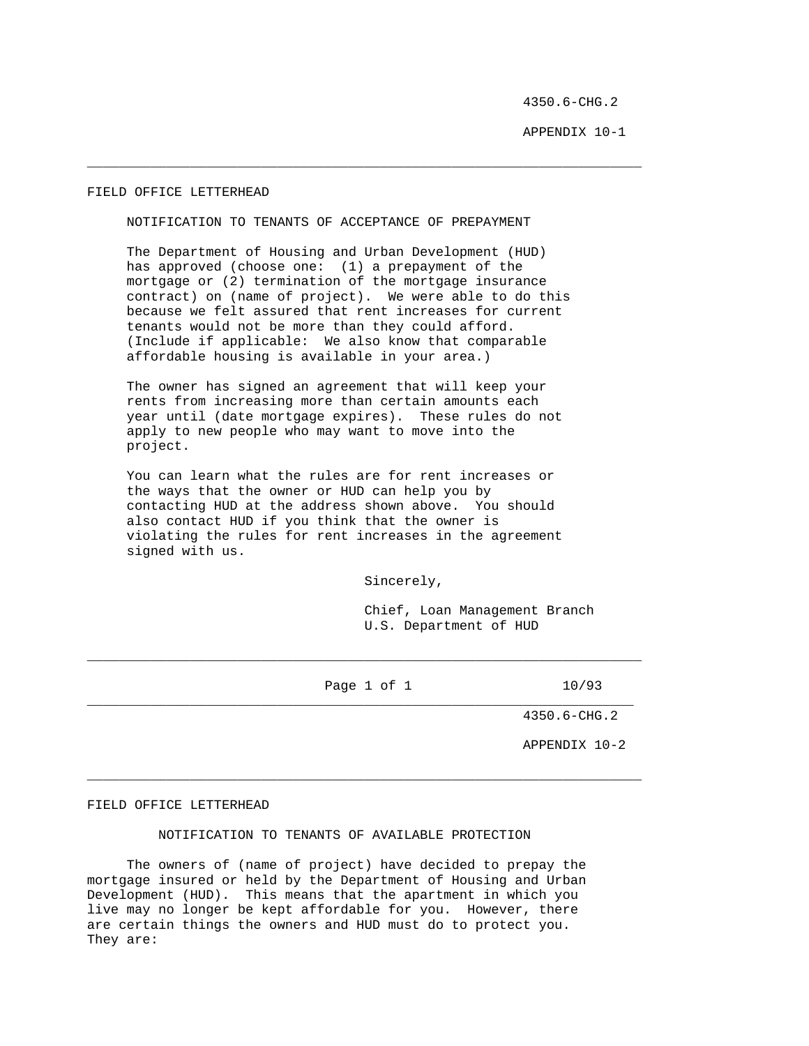FIELD OFFICE LETTERHEAD

## NOTIFICATION TO TENANTS OF ACCEPTANCE OF PREPAYMENT

The Department of Housing and Urban Development (HUD) has approved (choose one: (1) a prepayment of the mortgage or (2) termination of the mortgage insurance contract) on (name of project). We were able to do this because we felt assured that rent increases for current tenants would not be more than they could afford. (Include if applicable: We also know that comparable affordable housing is available in your area.)

The owner has signed an agreement that will keep your rents from increasing more than certain amounts each year until (date mortgage expires). These rules do not apply to new people who may want to move into the project.

You can learn what the rules are for rent increases or the ways that the owner or HUD can help you by contacting HUD at the address shown above. You should also contact HUD if you think that the owner is violating the rules for rent increases in the agreement signed with us.

Sincerely,

Chief, Loan Management Branch
U.S. Department of HUD

---

4350.6-CHG.2

APPENDIX 10-2

FIELD OFFICE LETTERHEAD

## NOTIFICATION TO TENANTS OF AVAILABLE PROTECTION

The owners of (name of project) have decided to prepay the mortgage insured or held by the Department of Housing and Urban Development (HUD). This means that the apartment in which you live may no longer be kept affordable for you. However, there are certain things the owners and HUD must do to protect you. They are: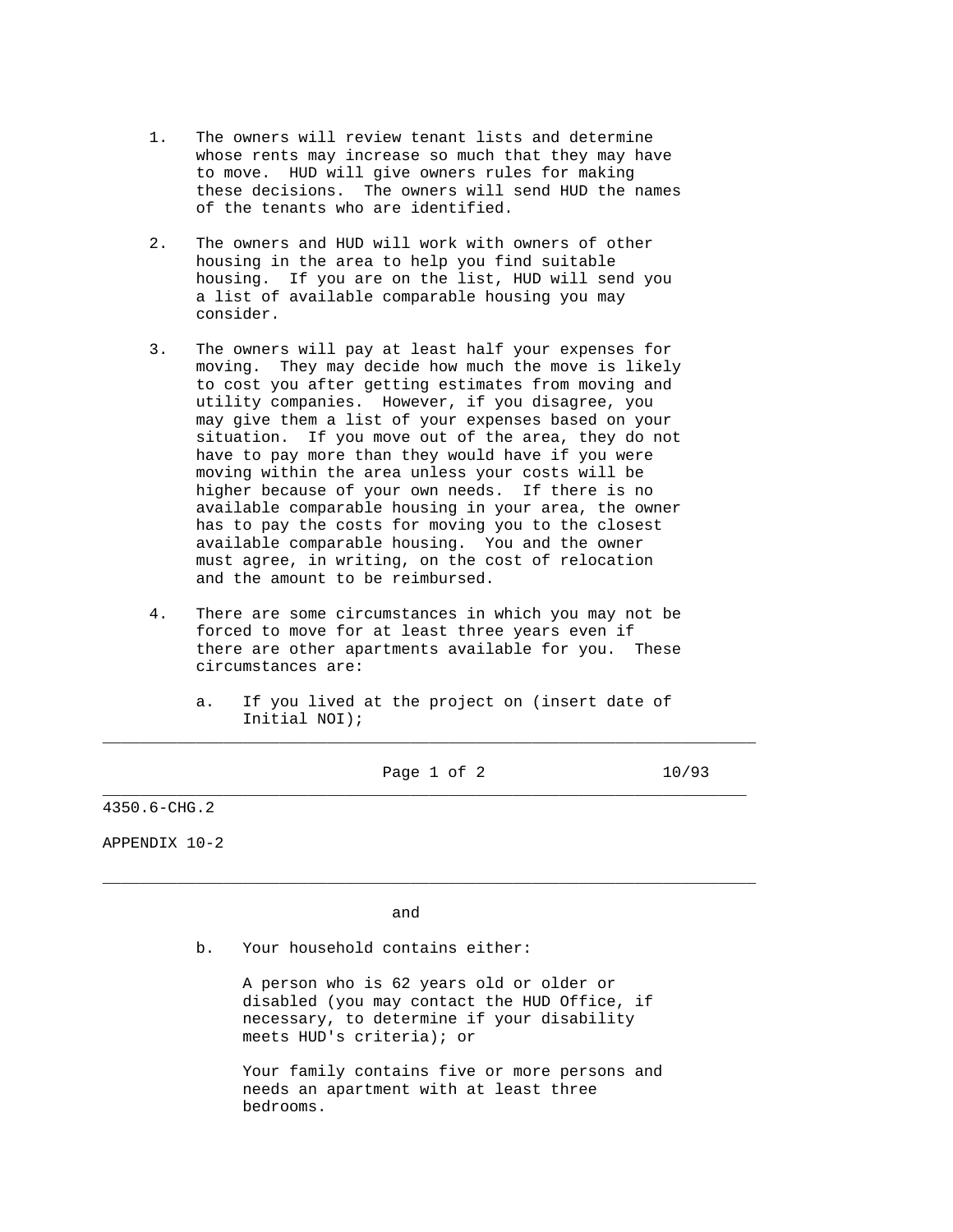1. The owners will review tenant lists and determine whose rents may increase so much that they may have to move. HUD will give owners rules for making these decisions. The owners will send HUD the names of the tenants who are identified.

2. The owners and HUD will work with owners of other housing in the area to help you find suitable housing. If you are on the list, HUD will send you a list of available comparable housing you may consider.

3. The owners will pay at least half your expenses for moving. They may decide how much the move is likely to cost you after getting estimates from moving and utility companies. However, if you disagree, you may give them a list of your expenses based on your situation. If you move out of the area, they do not have to pay more than they would have if you were moving within the area unless your costs will be higher because of your own needs. If there is no available comparable housing in your area, the owner has to pay the costs for moving you to the closest available comparable housing. You and the owner must agree, in writing, on the cost of relocation and the amount to be reimbursed.

4. There are some circumstances in which you may not be forced to move for at least three years even if there are other apartments available for you. These circumstances are:

   a. If you lived at the project on (insert date of Initial NOI);

   and

   b. Your household contains either:

      A person who is 62 years old or older or disabled (you may contact the HUD Office, if necessary, to determine if your disability meets HUD's criteria); or

      Your family contains five or more persons and needs an apartment with at least three bedrooms.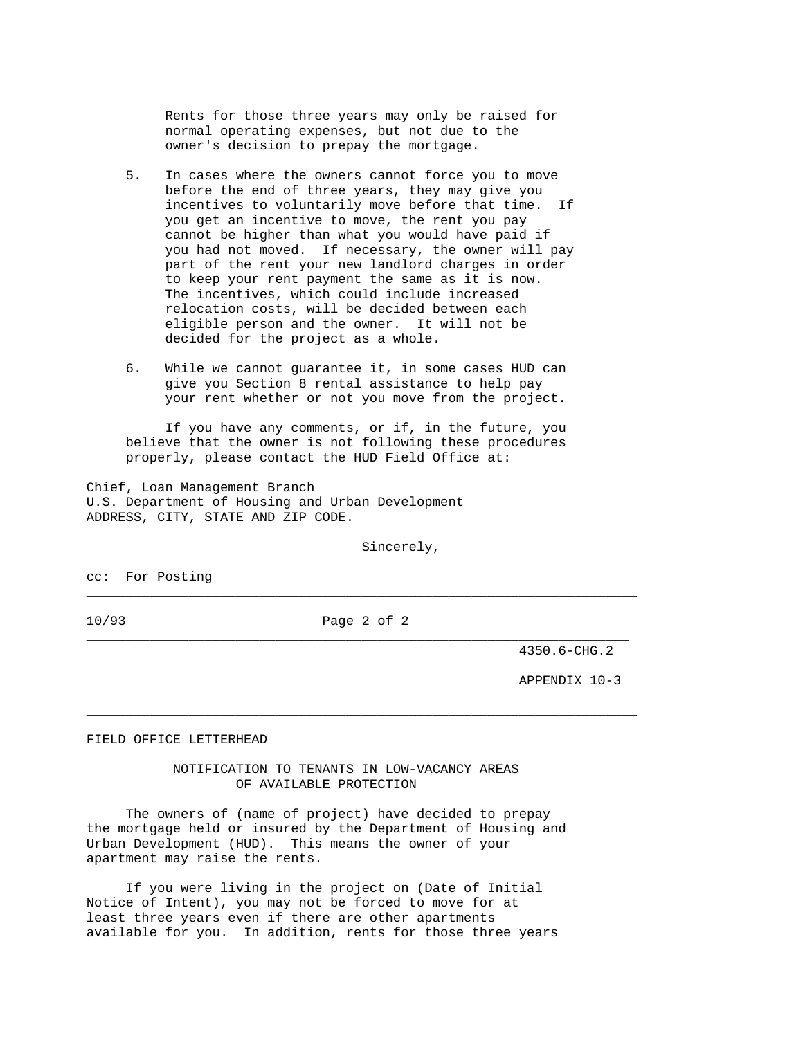Rents for those three years may only be raised for normal operating expenses, but not due to the owner's decision to prepay the mortgage.

5. In cases where the owners cannot force you to move before the end of three years, they may give you incentives to voluntarily move before that time. If you get an incentive to move, the rent you pay cannot be higher than what you would have paid if you had not moved. If necessary, the owner will pay part of the rent your new landlord charges in order to keep your rent payment the same as it is now. The incentives, which could include increased relocation costs, will be decided between each eligible person and the owner. It will not be decided for the project as a whole.

6. While we cannot guarantee it, in some cases HUD can give you Section 8 rental assistance to help pay your rent whether or not you move from the project.

If you have any comments, or if, in the future, you believe that the owner is not following these procedures properly, please contact the HUD Field Office at:

Chief, Loan Management Branch
U.S. Department of Housing and Urban Development
ADDRESS, CITY, STATE AND ZIP CODE.

Sincerely,

cc: For Posting

---

4350.6-CHG.2

APPENDIX 10-3

---

FIELD OFFICE LETTERHEAD

## NOTIFICATION TO TENANTS IN LOW-VACANCY AREAS OF AVAILABLE PROTECTION

The owners of (name of project) have decided to prepay the mortgage held or insured by the Department of Housing and Urban Development (HUD). This means the owner of your apartment may raise the rents.

If you were living in the project on (Date of Initial Notice of Intent), you may not be forced to move for at least three years even if there are other apartments available for you. In addition, rents for those three years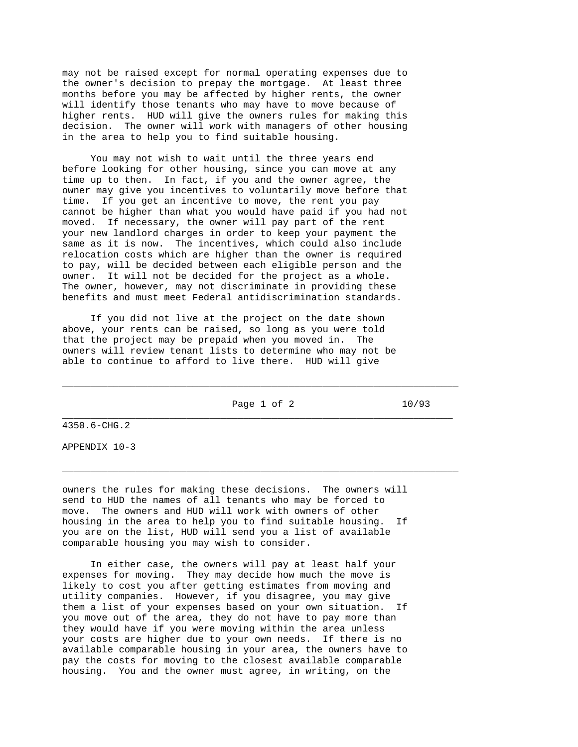may not be raised except for normal operating expenses due to the owner's decision to prepay the mortgage. At least three months before you may be affected by higher rents, the owner will identify those tenants who may have to move because of higher rents. HUD will give the owners rules for making this decision. The owner will work with managers of other housing in the area to help you to find suitable housing.

You may not wish to wait until the three years end before looking for other housing, since you can move at any time up to then. In fact, if you and the owner agree, the owner may give you incentives to voluntarily move before that time. If you get an incentive to move, the rent you pay cannot be higher than what you would have paid if you had not moved. If necessary, the owner will pay part of the rent your new landlord charges in order to keep your payment the same as it is now. The incentives, which could also include relocation costs which are higher than the owner is required to pay, will be decided between each eligible person and the owner. It will not be decided for the project as a whole. The owner, however, may not discriminate in providing these benefits and must meet Federal antidiscrimination standards.

If you did not live at the project on the date shown above, your rents can be raised, so long as you were told that the project may be prepaid when you moved in. The owners will review tenant lists to determine who may not be able to continue to afford to live there. HUD will give owners the rules for making these decisions. The owners will send to HUD the names of all tenants who may be forced to move. The owners and HUD will work with owners of other housing in the area to help you to find suitable housing. If you are on the list, HUD will send you a list of available comparable housing you may wish to consider.

In either case, the owners will pay at least half your expenses for moving. They may decide how much the move is likely to cost you after getting estimates from moving and utility companies. However, if you disagree, you may give them a list of your expenses based on your own situation. If you move out of the area, they do not have to pay more than they would have if you were moving within the area unless your costs are higher due to your own needs. If there is no available comparable housing in your area, the owners have to pay the costs for moving to the closest available comparable housing. You and the owner must agree, in writing, on the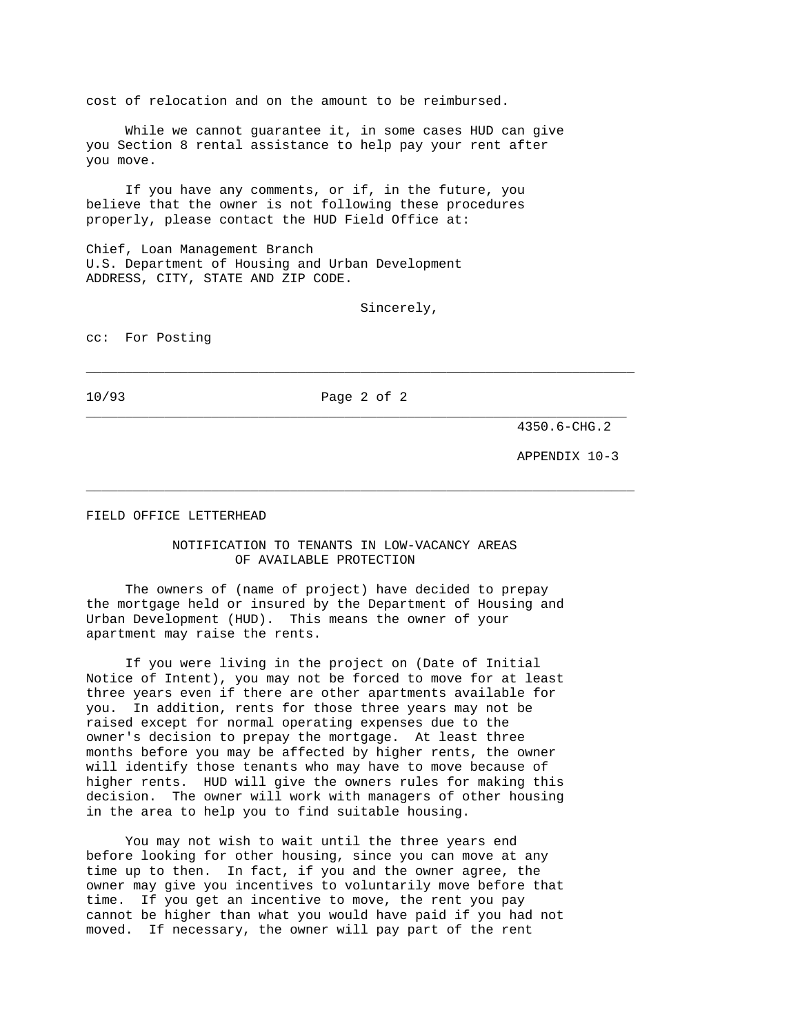cost of relocation and on the amount to be reimbursed.

While we cannot guarantee it, in some cases HUD can give you Section 8 rental assistance to help pay your rent after you move.

If you have any comments, or if, in the future, you believe that the owner is not following these procedures properly, please contact the HUD Field Office at:

Chief, Loan Management Branch
U.S. Department of Housing and Urban Development
ADDRESS, CITY, STATE AND ZIP CODE.

Sincerely,

cc: For Posting

4350.6-CHG.2

APPENDIX 10-3

FIELD OFFICE LETTERHEAD

## NOTIFICATION TO TENANTS IN LOW-VACANCY AREAS OF AVAILABLE PROTECTION

The owners of (name of project) have decided to prepay the mortgage held or insured by the Department of Housing and Urban Development (HUD). This means the owner of your apartment may raise the rents.

If you were living in the project on (Date of Initial Notice of Intent), you may not be forced to move for at least three years even if there are other apartments available for you. In addition, rents for those three years may not be raised except for normal operating expenses due to the owner's decision to prepay the mortgage. At least three months before you may be affected by higher rents, the owner will identify those tenants who may have to move because of higher rents. HUD will give the owners rules for making this decision. The owner will work with managers of other housing in the area to help you to find suitable housing.

You may not wish to wait until the three years end before looking for other housing, since you can move at any time up to then. In fact, if you and the owner agree, the owner may give you incentives to voluntarily move before that time. If you get an incentive to move, the rent you pay cannot be higher than what you would have paid if you had not moved. If necessary, the owner will pay part of the rent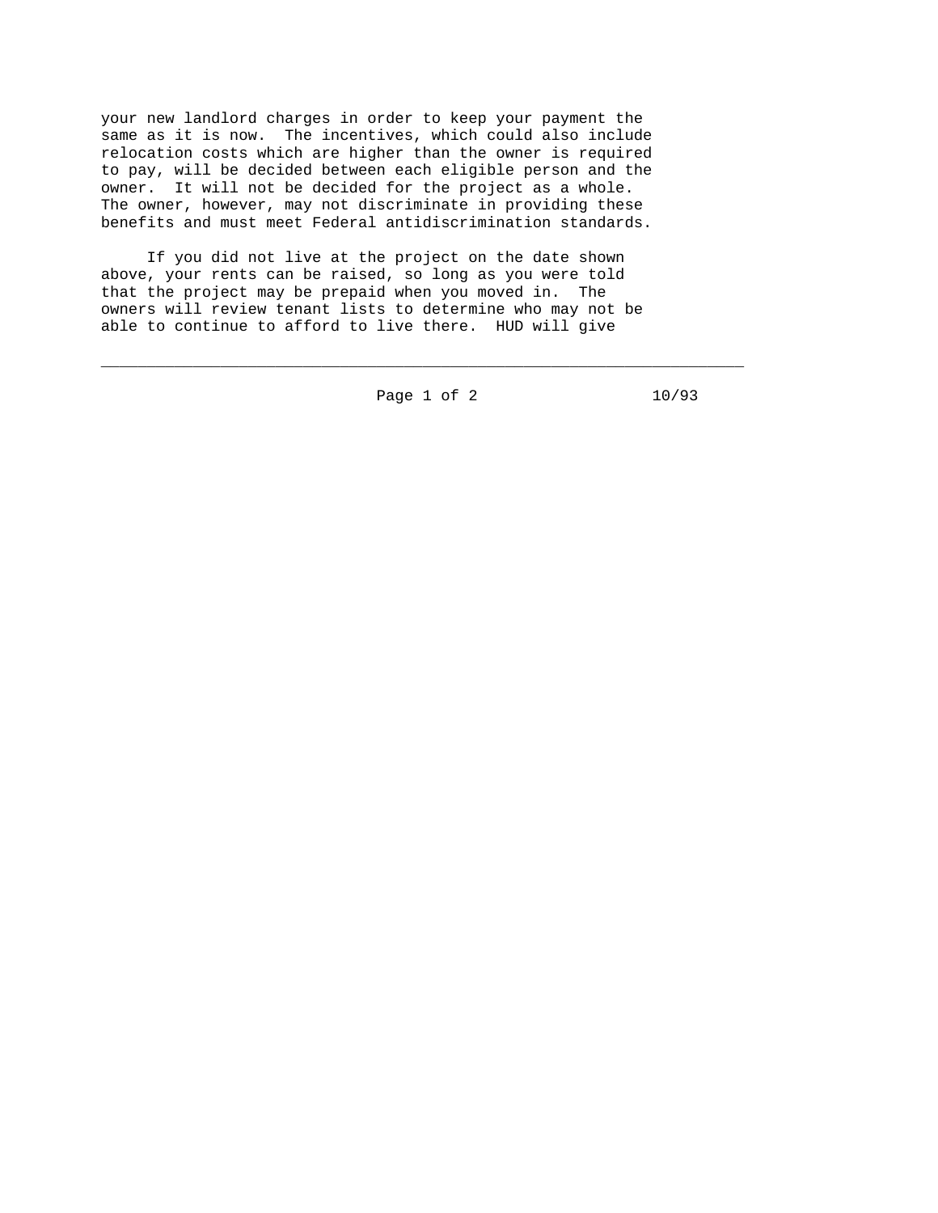your new landlord charges in order to keep your payment the same as it is now. The incentives, which could also include relocation costs which are higher than the owner is required to pay, will be decided between each eligible person and the owner. It will not be decided for the project as a whole. The owner, however, may not discriminate in providing these benefits and must meet Federal antidiscrimination standards.

If you did not live at the project on the date shown above, your rents can be raised, so long as you were told that the project may be prepaid when you moved in. The owners will review tenant lists to determine who may not be able to continue to afford to live there. HUD will give

10/93